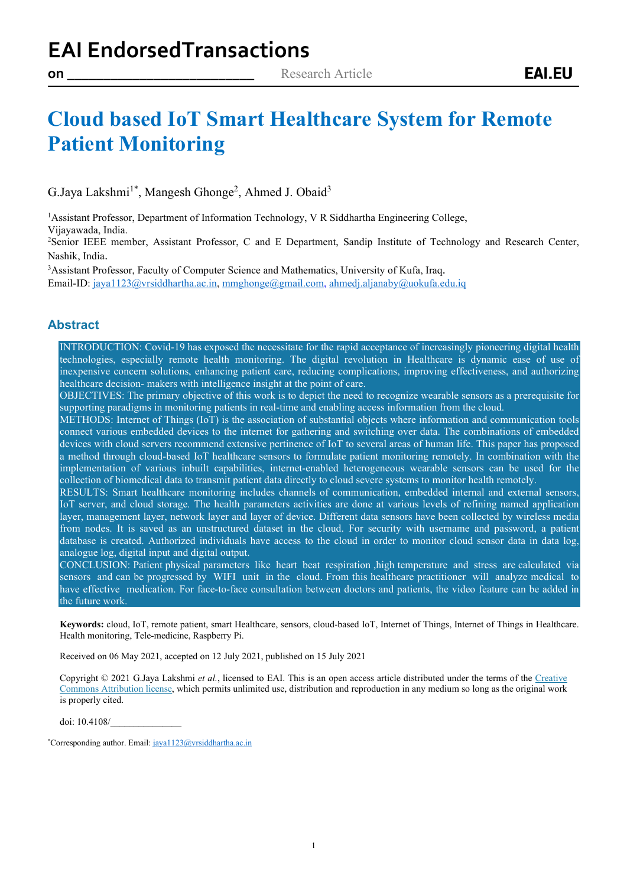# Cloud based IoT Smart Healthcare System for Remote Patient Monitoring

G.Jaya Lakshmi[1*], Mangesh Ghonge[2], Ahmed J. Obaid[3]

[1]Assistant Professor, Department of Information Technology, V R Siddhartha Engineering College, Vijayawada, India.
[2]Senior IEEE member, Assistant Professor, C and E Department, Sandip Institute of Technology and Research Center, Nashik, India.
[3]Assistant Professor, Faculty of Computer Science and Mathematics, University of Kufa, Iraq.
Email-ID: jaya1123@vrsiddhartha.ac.in, mmghonge@gmail.com, ahmedj.aljanaby@uokufa.edu.iq

## Abstract

INTRODUCTION: Covid-19 has exposed the necessitate for the rapid acceptance of increasingly pioneering digital health technologies, especially remote health monitoring. The digital revolution in Healthcare is dynamic ease of use of inexpensive concern solutions, enhancing patient care, reducing complications, improving effectiveness, and authorizing healthcare decision- makers with intelligence insight at the point of care.
OBJECTIVES: The primary objective of this work is to depict the need to recognize wearable sensors as a prerequisite for supporting paradigms in monitoring patients in real-time and enabling access information from the cloud.
METHODS: Internet of Things (IoT) is the association of substantial objects where information and communication tools connect various embedded devices to the internet for gathering and switching over data. The combinations of embedded devices with cloud servers recommend extensive pertinence of IoT to several areas of human life. This paper has proposed a method through cloud-based IoT healthcare sensors to formulate patient monitoring remotely. In combination with the implementation of various inbuilt capabilities, internet-enabled heterogeneous wearable sensors can be used for the collection of biomedical data to transmit patient data directly to cloud severe systems to monitor health remotely.
RESULTS: Smart healthcare monitoring includes channels of communication, embedded internal and external sensors, IoT server, and cloud storage. The health parameters activities are done at various levels of refining named application layer, management layer, network layer and layer of device. Different data sensors have been collected by wireless media from nodes. It is saved as an unstructured dataset in the cloud. For security with username and password, a patient database is created. Authorized individuals have access to the cloud in order to monitor cloud sensor data in data log, analogue log, digital input and digital output.
CONCLUSION: Patient physical parameters like heart beat respiration ,high temperature and stress are calculated via sensors and can be progressed by WIFI unit in the cloud. From this healthcare practitioner will analyze medical to have effective medication. For face-to-face consultation between doctors and patients, the video feature can be added in the future work.

**Keywords:** cloud, IoT, remote patient, smart Healthcare, sensors, cloud-based IoT, Internet of Things, Internet of Things in Healthcare. Health monitoring, Tele-medicine, Raspberry Pi.

Received on 06 May 2021, accepted on 12 July 2021, published on 15 July 2021

Copyright © 2021 G.Jaya Lakshmi *et al.*, licensed to EAI. This is an open access article distributed under the terms of the Creative Commons Attribution license, which permits unlimited use, distribution and reproduction in any medium so long as the original work is properly cited.

doi: 10.4108/_______________

[*]Corresponding author. Email: jaya1123@vrsiddhartha.ac.in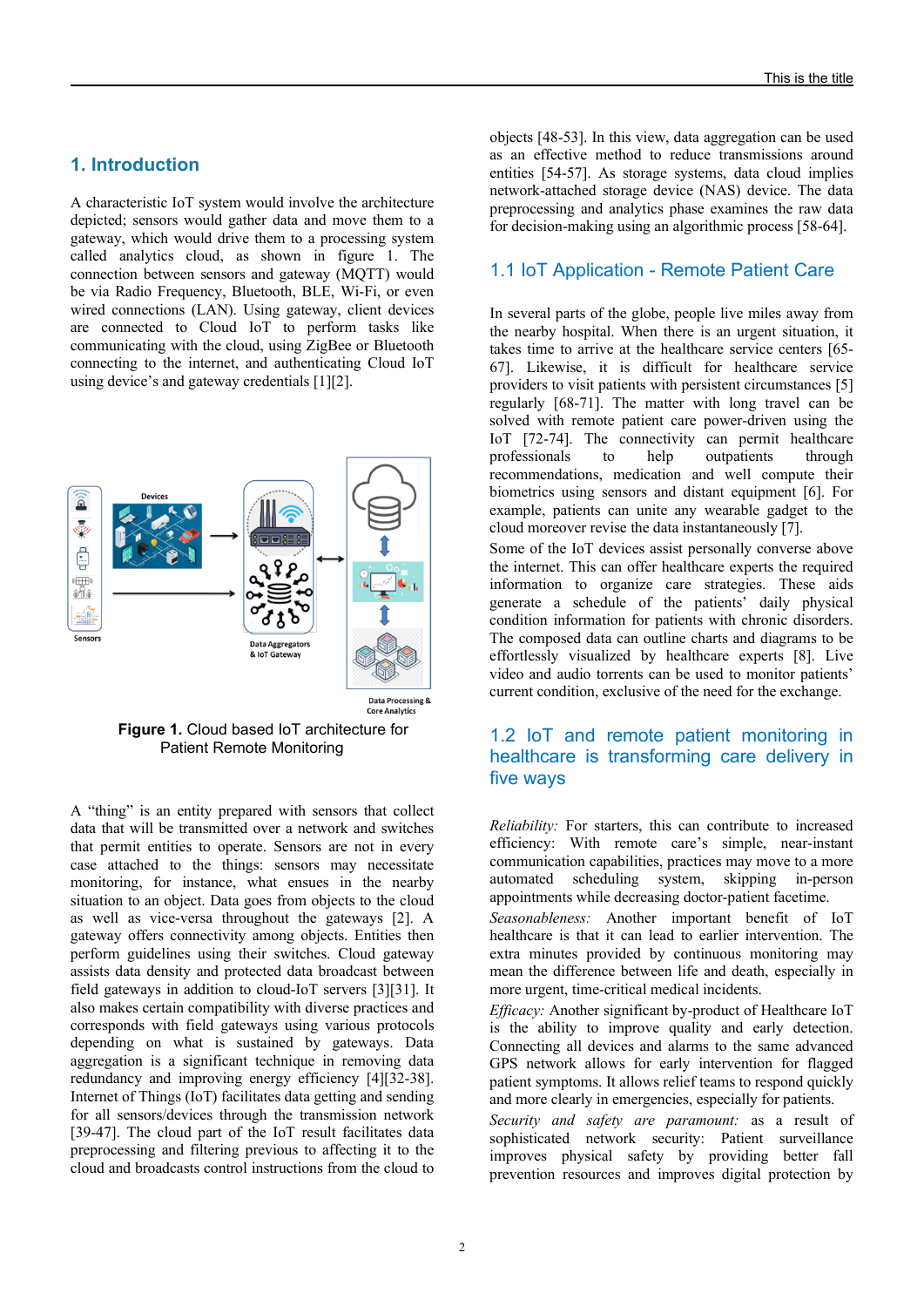## 1. Introduction

A characteristic IoT system would involve the architecture depicted; sensors would gather data and move them to a gateway, which would drive them to a processing system called analytics cloud, as shown in figure 1. The connection between sensors and gateway (MQTT) would be via Radio Frequency, Bluetooth, BLE, Wi-Fi, or even wired connections (LAN). Using gateway, client devices are connected to Cloud IoT to perform tasks like communicating with the cloud, using ZigBee or Bluetooth connecting to the internet, and authenticating Cloud IoT using device's and gateway credentials [1][2].

Sensors

Devices

Data Aggregators & IoT Gateway

Data Processing & Core Analytics

**Figure 1.** Cloud based IoT architecture for Patient Remote Monitoring

A "thing" is an entity prepared with sensors that collect data that will be transmitted over a network and switches that permit entities to operate. Sensors are not in every case attached to the things: sensors may necessitate monitoring, for instance, what ensues in the nearby situation to an object. Data goes from objects to the cloud as well as vice-versa throughout the gateways [2]. A gateway offers connectivity among objects. Entities then perform guidelines using their switches. Cloud gateway assists data density and protected data broadcast between field gateways in addition to cloud-IoT servers [3][31]. It also makes certain compatibility with diverse practices and corresponds with field gateways using various protocols depending on what is sustained by gateways. Data aggregation is a significant technique in removing data redundancy and improving energy efficiency [4][32-38]. Internet of Things (IoT) facilitates data getting and sending for all sensors/devices through the transmission network [39-47]. The cloud part of the IoT result facilitates data preprocessing and filtering previous to affecting it to the cloud and broadcasts control instructions from the cloud to objects [48-53]. In this view, data aggregation can be used as an effective method to reduce transmissions around entities [54-57]. As storage systems, data cloud implies network-attached storage device (NAS) device. The data preprocessing and analytics phase examines the raw data for decision-making using an algorithmic process [58-64].

### 1.1 IoT Application - Remote Patient Care

In several parts of the globe, people live miles away from the nearby hospital. When there is an urgent situation, it takes time to arrive at the healthcare service centers [65-67]. Likewise, it is difficult for healthcare service providers to visit patients with persistent circumstances [5] regularly [68-71]. The matter with long travel can be solved with remote patient care power-driven using the IoT [72-74]. The connectivity can permit healthcare professionals to help outpatients through recommendations, medication and well compute their biometrics using sensors and distant equipment [6]. For example, patients can unite any wearable gadget to the cloud moreover revise the data instantaneously [7].

Some of the IoT devices assist personally converse above the internet. This can offer healthcare experts the required information to organize care strategies. These aids generate a schedule of the patients' daily physical condition information for patients with chronic disorders. The composed data can outline charts and diagrams to be effortlessly visualized by healthcare experts [8]. Live video and audio torrents can be used to monitor patients' current condition, exclusive of the need for the exchange.

### 1.2 IoT and remote patient monitoring in healthcare is transforming care delivery in five ways

*Reliability:* For starters, this can contribute to increased efficiency: With remote care's simple, near-instant communication capabilities, practices may move to a more automated scheduling system, skipping in-person appointments while decreasing doctor-patient facetime.

*Seasonableness:* Another important benefit of IoT healthcare is that it can lead to earlier intervention. The extra minutes provided by continuous monitoring may mean the difference between life and death, especially in more urgent, time-critical medical incidents.

*Efficacy:* Another significant by-product of Healthcare IoT is the ability to improve quality and early detection. Connecting all devices and alarms to the same advanced GPS network allows for early intervention for flagged patient symptoms. It allows relief teams to respond quickly and more clearly in emergencies, especially for patients.

*Security and safety are paramount:* as a result of sophisticated network security: Patient surveillance improves physical safety by providing better fall prevention resources and improves digital protection by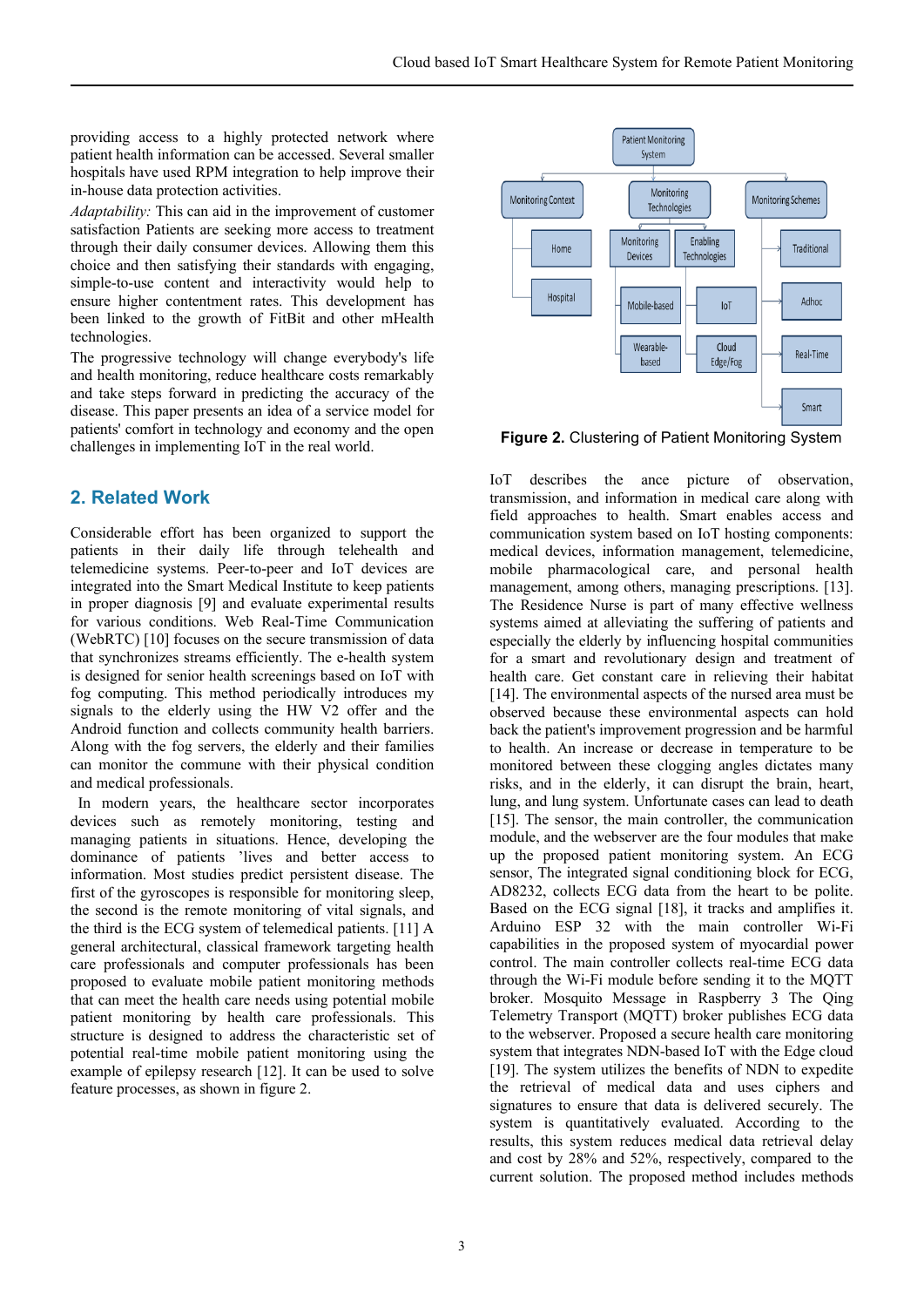providing access to a highly protected network where patient health information can be accessed. Several smaller hospitals have used RPM integration to help improve their in-house data protection activities.

*Adaptability:* This can aid in the improvement of customer satisfaction Patients are seeking more access to treatment through their daily consumer devices. Allowing them this choice and then satisfying their standards with engaging, simple-to-use content and interactivity would help to ensure higher contentment rates. This development has been linked to the growth of FitBit and other mHealth technologies.

The progressive technology will change everybody's life and health monitoring, reduce healthcare costs remarkably and take steps forward in predicting the accuracy of the disease. This paper presents an idea of a service model for patients' comfort in technology and economy and the open challenges in implementing IoT in the real world.

## 2. Related Work

Considerable effort has been organized to support the patients in their daily life through telehealth and telemedicine systems. Peer-to-peer and IoT devices are integrated into the Smart Medical Institute to keep patients in proper diagnosis [9] and evaluate experimental results for various conditions. Web Real-Time Communication (WebRTC) [10] focuses on the secure transmission of data that synchronizes streams efficiently. The e-health system is designed for senior health screenings based on IoT with fog computing. This method periodically introduces my signals to the elderly using the HW V2 offer and the Android function and collects community health barriers. Along with the fog servers, the elderly and their families can monitor the commune with their physical condition and medical professionals.

In modern years, the healthcare sector incorporates devices such as remotely monitoring, testing and managing patients in situations. Hence, developing the dominance of patients 'lives and better access to information. Most studies predict persistent disease. The first of the gyroscopes is responsible for monitoring sleep, the second is the remote monitoring of vital signals, and the third is the ECG system of telemedical patients. [11] A general architectural, classical framework targeting health care professionals and computer professionals has been proposed to evaluate mobile patient monitoring methods that can meet the health care needs using potential mobile patient monitoring by health care professionals. This structure is designed to address the characteristic set of potential real-time mobile patient monitoring using the example of epilepsy research [12]. It can be used to solve feature processes, as shown in figure 2.

Patient Monitoring System
Monitoring Context
Home
Hospital
Monitoring Technologies
Monitoring Devices
Mobile-based
Wearable-based
Enabling Technologies
IoT
Cloud Edge/Fog
Monitoring Schemes
Traditional
Adhoc
Real-Time
Smart

**Figure 2.** Clustering of Patient Monitoring System

IoT describes the ance picture of observation, transmission, and information in medical care along with field approaches to health. Smart enables access and communication system based on IoT hosting components: medical devices, information management, telemedicine, mobile pharmacological care, and personal health management, among others, managing prescriptions. [13]. The Residence Nurse is part of many effective wellness systems aimed at alleviating the suffering of patients and especially the elderly by influencing hospital communities for a smart and revolutionary design and treatment of health care. Get constant care in relieving their habitat [14]. The environmental aspects of the nursed area must be observed because these environmental aspects can hold back the patient's improvement progression and be harmful to health. An increase or decrease in temperature to be monitored between these clogging angles dictates many risks, and in the elderly, it can disrupt the brain, heart, lung, and lung system. Unfortunate cases can lead to death [15]. The sensor, the main controller, the communication module, and the webserver are the four modules that make up the proposed patient monitoring system. An ECG sensor, The integrated signal conditioning block for ECG, AD8232, collects ECG data from the heart to be polite. Based on the ECG signal [18], it tracks and amplifies it. Arduino ESP 32 with the main controller Wi-Fi capabilities in the proposed system of myocardial power control. The main controller collects real-time ECG data through the Wi-Fi module before sending it to the MQTT broker. Mosquito Message in Raspberry 3 The Qing Telemetry Transport (MQTT) broker publishes ECG data to the webserver. Proposed a secure health care monitoring system that integrates NDN-based IoT with the Edge cloud [19]. The system utilizes the benefits of NDN to expedite the retrieval of medical data and uses ciphers and signatures to ensure that data is delivered securely. The system is quantitatively evaluated. According to the results, this system reduces medical data retrieval delay and cost by 28% and 52%, respectively, compared to the current solution. The proposed method includes methods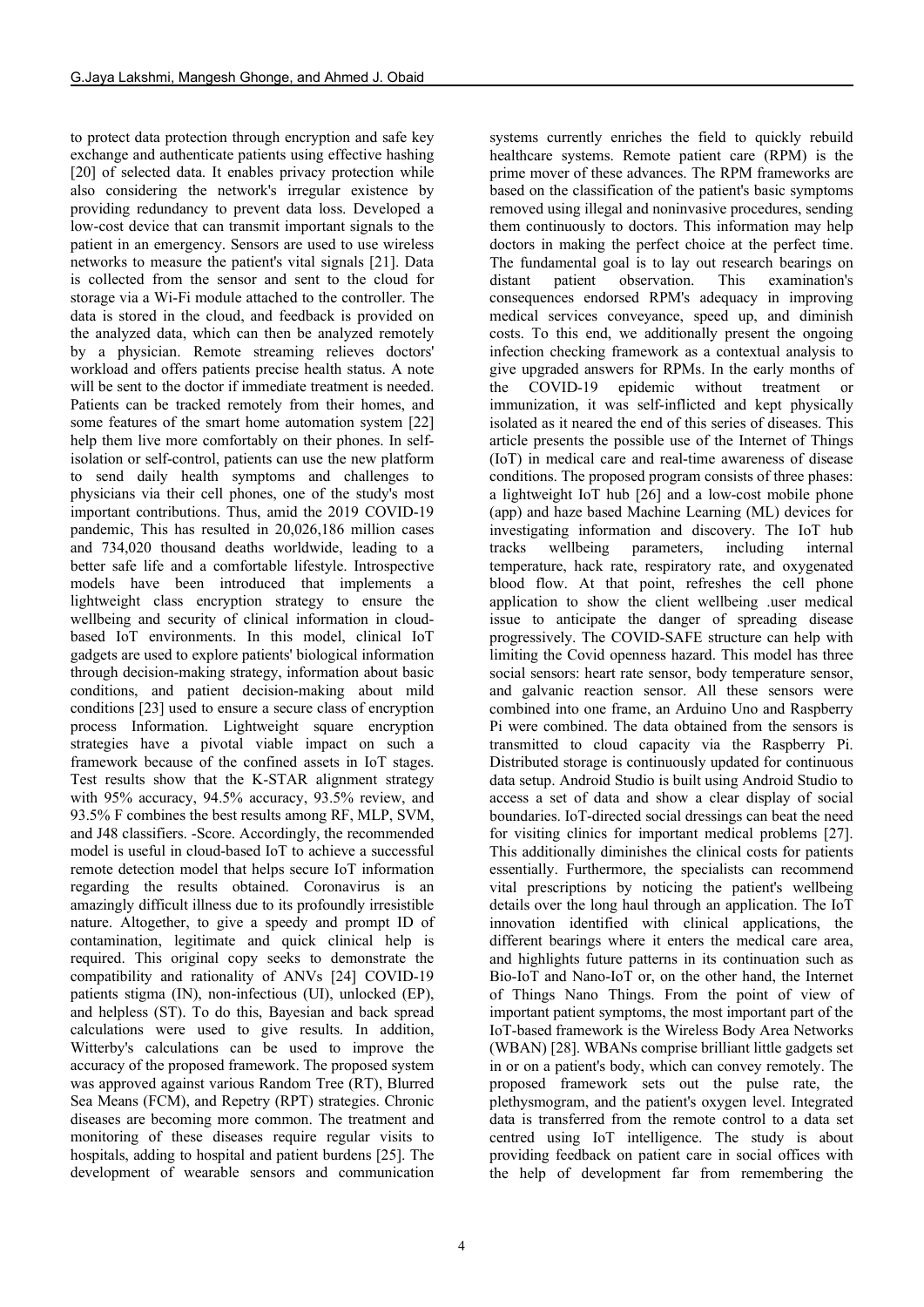to protect data protection through encryption and safe key exchange and authenticate patients using effective hashing [20] of selected data. It enables privacy protection while also considering the network's irregular existence by providing redundancy to prevent data loss. Developed a low-cost device that can transmit important signals to the patient in an emergency. Sensors are used to use wireless networks to measure the patient's vital signals [21]. Data is collected from the sensor and sent to the cloud for storage via a Wi-Fi module attached to the controller. The data is stored in the cloud, and feedback is provided on the analyzed data, which can then be analyzed remotely by a physician. Remote streaming relieves doctors' workload and offers patients precise health status. A note will be sent to the doctor if immediate treatment is needed. Patients can be tracked remotely from their homes, and some features of the smart home automation system [22] help them live more comfortably on their phones. In self-isolation or self-control, patients can use the new platform to send daily health symptoms and challenges to physicians via their cell phones, one of the study's most important contributions. Thus, amid the 2019 COVID-19 pandemic, This has resulted in 20,026,186 million cases and 734,020 thousand deaths worldwide, leading to a better safe life and a comfortable lifestyle. Introspective models have been introduced that implements a lightweight class encryption strategy to ensure the wellbeing and security of clinical information in cloud-based IoT environments. In this model, clinical IoT gadgets are used to explore patients' biological information through decision-making strategy, information about basic conditions, and patient decision-making about mild conditions [23] used to ensure a secure class of encryption process Information. Lightweight square encryption strategies have a pivotal viable impact on such a framework because of the confined assets in IoT stages. Test results show that the K-STAR alignment strategy with 95% accuracy, 94.5% accuracy, 93.5% review, and 93.5% F combines the best results among RF, MLP, SVM, and J48 classifiers. -Score. Accordingly, the recommended model is useful in cloud-based IoT to achieve a successful remote detection model that helps secure IoT information regarding the results obtained. Coronavirus is an amazingly difficult illness due to its profoundly irresistible nature. Altogether, to give a speedy and prompt ID of contamination, legitimate and quick clinical help is required. This original copy seeks to demonstrate the compatibility and rationality of ANVs [24] COVID-19 patients stigma (IN), non-infectious (UI), unlocked (EP), and helpless (ST). To do this, Bayesian and back spread calculations were used to give results. In addition, Witterby's calculations can be used to improve the accuracy of the proposed framework. The proposed system was approved against various Random Tree (RT), Blurred Sea Means (FCM), and Repetry (RPT) strategies. Chronic diseases are becoming more common. The treatment and monitoring of these diseases require regular visits to hospitals, adding to hospital and patient burdens [25]. The development of wearable sensors and communication systems currently enriches the field to quickly rebuild healthcare systems. Remote patient care (RPM) is the prime mover of these advances. The RPM frameworks are based on the classification of the patient's basic symptoms removed using illegal and noninvasive procedures, sending them continuously to doctors. This information may help doctors in making the perfect choice at the perfect time. The fundamental goal is to lay out research bearings on distant patient observation. This examination's consequences endorsed RPM's adequacy in improving medical services conveyance, speed up, and diminish costs. To this end, we additionally present the ongoing infection checking framework as a contextual analysis to give upgraded answers for RPMs. In the early months of the COVID-19 epidemic without treatment or immunization, it was self-inflicted and kept physically isolated as it neared the end of this series of diseases. This article presents the possible use of the Internet of Things (IoT) in medical care and real-time awareness of disease conditions. The proposed program consists of three phases: a lightweight IoT hub [26] and a low-cost mobile phone (app) and haze based Machine Learning (ML) devices for investigating information and discovery. The IoT hub tracks wellbeing parameters, including internal temperature, hack rate, respiratory rate, and oxygenated blood flow. At that point, refreshes the cell phone application to show the client wellbeing .user medical issue to anticipate the danger of spreading disease progressively. The COVID-SAFE structure can help with limiting the Covid openness hazard. This model has three social sensors: heart rate sensor, body temperature sensor, and galvanic reaction sensor. All these sensors were combined into one frame, an Arduino Uno and Raspberry Pi were combined. The data obtained from the sensors is transmitted to cloud capacity via the Raspberry Pi. Distributed storage is continuously updated for continuous data setup. Android Studio is built using Android Studio to access a set of data and show a clear display of social boundaries. IoT-directed social dressings can beat the need for visiting clinics for important medical problems [27]. This additionally diminishes the clinical costs for patients essentially. Furthermore, the specialists can recommend vital prescriptions by noticing the patient's wellbeing details over the long haul through an application. The IoT innovation identified with clinical applications, the different bearings where it enters the medical care area, and highlights future patterns in its continuation such as Bio-IoT and Nano-IoT or, on the other hand, the Internet of Things Nano Things. From the point of view of important patient symptoms, the most important part of the IoT-based framework is the Wireless Body Area Networks (WBAN) [28]. WBANs comprise brilliant little gadgets set in or on a patient's body, which can convey remotely. The proposed framework sets out the pulse rate, the plethysmogram, and the patient's oxygen level. Integrated data is transferred from the remote control to a data set centred using IoT intelligence. The study is about providing feedback on patient care in social offices with the help of development far from remembering the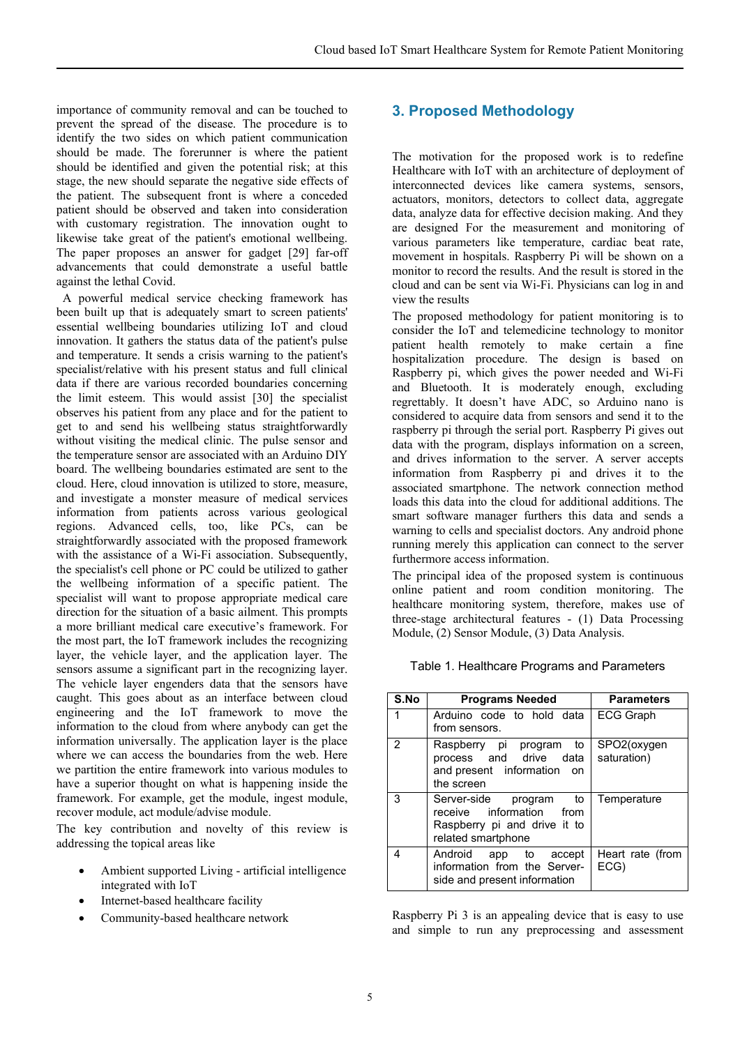importance of community removal and can be touched to prevent the spread of the disease. The procedure is to identify the two sides on which patient communication should be made. The forerunner is where the patient should be identified and given the potential risk; at this stage, the new should separate the negative side effects of the patient. The subsequent front is where a conceded patient should be observed and taken into consideration with customary registration. The innovation ought to likewise take great of the patient's emotional wellbeing. The paper proposes an answer for gadget [29] far-off advancements that could demonstrate a useful battle against the lethal Covid.

A powerful medical service checking framework has been built up that is adequately smart to screen patients' essential wellbeing boundaries utilizing IoT and cloud innovation. It gathers the status data of the patient's pulse and temperature. It sends a crisis warning to the patient's specialist/relative with his present status and full clinical data if there are various recorded boundaries concerning the limit esteem. This would assist [30] the specialist observes his patient from any place and for the patient to get to and send his wellbeing status straightforwardly without visiting the medical clinic. The pulse sensor and the temperature sensor are associated with an Arduino DIY board. The wellbeing boundaries estimated are sent to the cloud. Here, cloud innovation is utilized to store, measure, and investigate a monster measure of medical services information from patients across various geological regions. Advanced cells, too, like PCs, can be straightforwardly associated with the proposed framework with the assistance of a Wi-Fi association. Subsequently, the specialist's cell phone or PC could be utilized to gather the wellbeing information of a specific patient. The specialist will want to propose appropriate medical care direction for the situation of a basic ailment. This prompts a more brilliant medical care executive's framework. For the most part, the IoT framework includes the recognizing layer, the vehicle layer, and the application layer. The sensors assume a significant part in the recognizing layer. The vehicle layer engenders data that the sensors have caught. This goes about as an interface between cloud engineering and the IoT framework to move the information to the cloud from where anybody can get the information universally. The application layer is the place where we can access the boundaries from the web. Here we partition the entire framework into various modules to have a superior thought on what is happening inside the framework. For example, get the module, ingest module, recover module, act module/advise module.

The key contribution and novelty of this review is addressing the topical areas like

- Ambient supported Living - artificial intelligence integrated with IoT
- Internet-based healthcare facility
- Community-based healthcare network

## 3. Proposed Methodology

The motivation for the proposed work is to redefine Healthcare with IoT with an architecture of deployment of interconnected devices like camera systems, sensors, actuators, monitors, detectors to collect data, aggregate data, analyze data for effective decision making. And they are designed For the measurement and monitoring of various parameters like temperature, cardiac beat rate, movement in hospitals. Raspberry Pi will be shown on a monitor to record the results. And the result is stored in the cloud and can be sent via Wi-Fi. Physicians can log in and view the results

The proposed methodology for patient monitoring is to consider the IoT and telemedicine technology to monitor patient health remotely to make certain a fine hospitalization procedure. The design is based on Raspberry pi, which gives the power needed and Wi-Fi and Bluetooth. It is moderately enough, excluding regrettably. It doesn't have ADC, so Arduino nano is considered to acquire data from sensors and send it to the raspberry pi through the serial port. Raspberry Pi gives out data with the program, displays information on a screen, and drives information to the server. A server accepts information from Raspberry pi and drives it to the associated smartphone. The network connection method loads this data into the cloud for additional additions. The smart software manager furthers this data and sends a warning to cells and specialist doctors. Any android phone running merely this application can connect to the server furthermore access information.

The principal idea of the proposed system is continuous online patient and room condition monitoring. The healthcare monitoring system, therefore, makes use of three-stage architectural features - (1) Data Processing Module, (2) Sensor Module, (3) Data Analysis.

Table 1. Healthcare Programs and Parameters

| S.No | Programs Needed | Parameters |
|---|---|---|
| 1 | Arduino code to hold data from sensors. | ECG Graph |
| 2 | Raspberry pi program to process and drive data and present information on the screen | SPO2(oxygen saturation) |
| 3 | Server-side program to receive information from Raspberry pi and drive it to related smartphone | Temperature |
| 4 | Android app to accept information from the Server-side and present information | Heart rate (from ECG) |

Raspberry Pi 3 is an appealing device that is easy to use and simple to run any preprocessing and assessment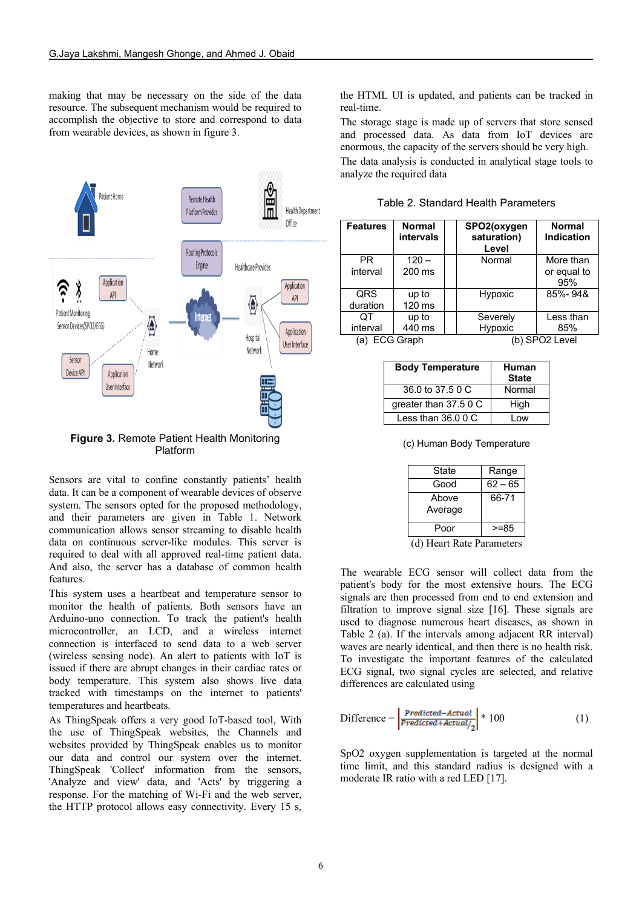making that may be necessary on the side of the data resource. The subsequent mechanism would be required to accomplish the objective to store and correspond to data from wearable devices, as shown in figure 3.

Patient Home

Remote Health Platform Provider

Health Department Office

Routing Protocols Engine

Healthcare Provider

Application API

Patient Monitoring Sensor Devices(SPO2/ECG)

Internet

Application API

Home Network

Hospital Network

Application User Interface

Sensor Device API

Application User Interface

**Figure 3.** Remote Patient Health Monitoring Platform

Sensors are vital to confine constantly patients' health data. It can be a component of wearable devices of observe system. The sensors opted for the proposed methodology, and their parameters are given in Table 1. Network communication allows sensor streaming to disable health data on continuous server-like modules. This server is required to deal with all approved real-time patient data. And also, the server has a database of common health features.

This system uses a heartbeat and temperature sensor to monitor the health of patients. Both sensors have an Arduino-uno connection. To track the patient's health microcontroller, an LCD, and a wireless internet connection is interfaced to send data to a web server (wireless sensing node). An alert to patients with IoT is issued if there are abrupt changes in their cardiac rates or body temperature. This system also shows live data tracked with timestamps on the internet to patients' temperatures and heartbeats.

As ThingSpeak offers a very good IoT-based tool, With the use of ThingSpeak websites, the Channels and websites provided by ThingSpeak enables us to monitor our data and control our system over the internet. ThingSpeak 'Collect' information from the sensors, 'Analyze and view' data, and 'Acts' by triggering a response. For the matching of Wi-Fi and the web server, the HTTP protocol allows easy connectivity. Every 15 s, the HTML UI is updated, and patients can be tracked in real-time.

The storage stage is made up of servers that store sensed and processed data. As data from IoT devices are enormous, the capacity of the servers should be very high.

The data analysis is conducted in analytical stage tools to analyze the required data

Table 2. Standard Health Parameters

| **Features** | **Normal intervals** | **SPO2(oxygen saturation) Level** | **Normal Indication** |
|---|---|---|---|
| PR interval | 120 – 200 ms | Normal | More than or equal to 95% |
| QRS duration | up to 120 ms | Hypoxic | 85%- 94& |
| QT interval | up to 440 ms | Severely Hypoxic | Less than 85% |

(a) ECG Graph (b) SPO2 Level

| **Body Temperature** | **Human State** |
|---|---|
| 36.0 to 37.5 0 C | Normal |
| greater than 37.5 0 C | High |
| Less than 36.0 0 C | Low |

(c) Human Body Temperature

| State | Range |
|---|---|
| Good | 62 – 65 |
| Above Average | 66-71 |
| Poor | >=85 |

(d) Heart Rate Parameters

The wearable ECG sensor will collect data from the patient's body for the most extensive hours. The ECG signals are then processed from end to end extension and filtration to improve signal size [16]. These signals are used to diagnose numerous heart diseases, as shown in Table 2 (a). If the intervals among adjacent RR interval) waves are nearly identical, and then there is no health risk. To investigate the important features of the calculated ECG signal, two signal cycles are selected, and relative differences are calculated using

$$\text{Difference} = \left| \frac{Predicted - Actual}{Predicted + Actual/_{2}} \right| * 100 \tag{1}$$

SpO2 oxygen supplementation is targeted at the normal time limit, and this standard radius is designed with a moderate IR ratio with a red LED [17].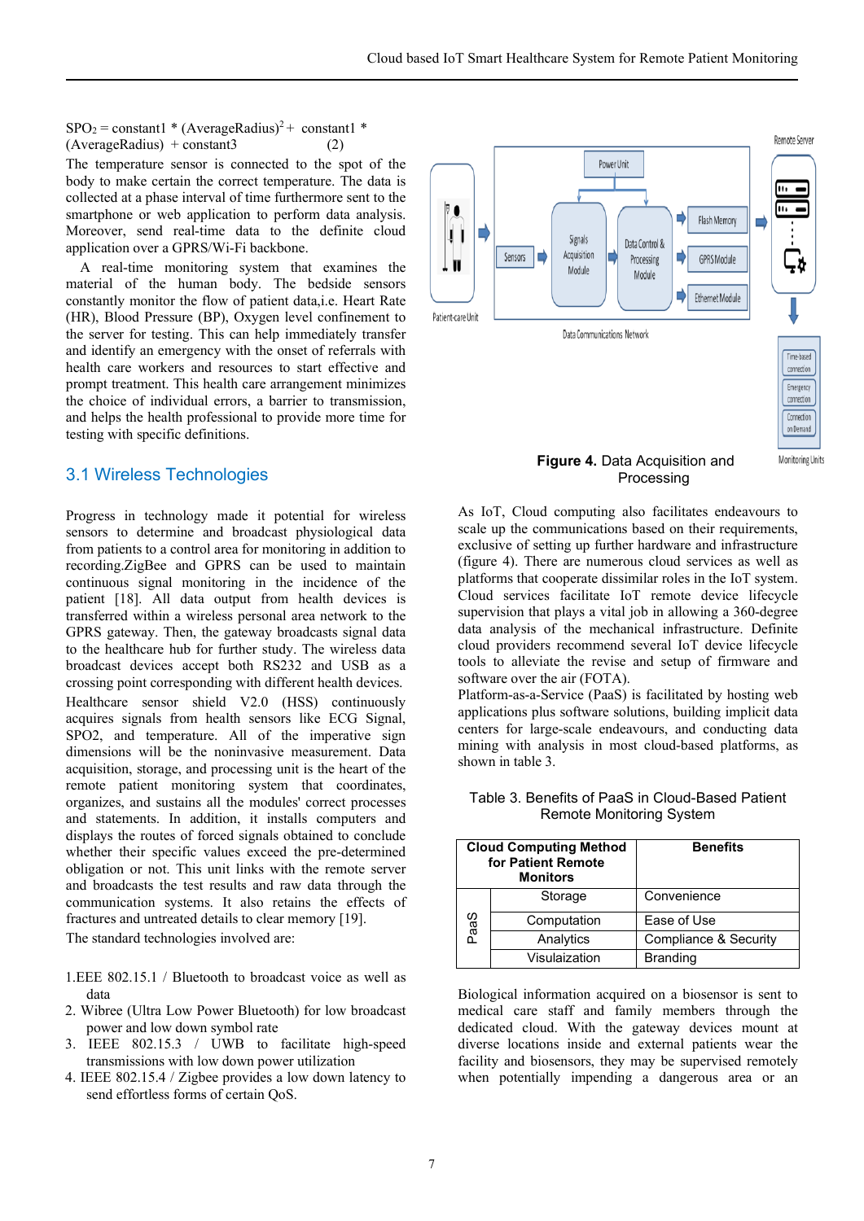$$SPO_2 = constant1 * (AverageRadius)^2 + constant1 * (AverageRadius) + constant3 \quad (2)$$

The temperature sensor is connected to the spot of the body to make certain the correct temperature. The data is collected at a phase interval of time furthermore sent to the smartphone or web application to perform data analysis. Moreover, send real-time data to the definite cloud application over a GPRS/Wi-Fi backbone.

A real-time monitoring system that examines the material of the human body. The bedside sensors constantly monitor the flow of patient data,i.e. Heart Rate (HR), Blood Pressure (BP), Oxygen level confinement to the server for testing. This can help immediately transfer and identify an emergency with the onset of referrals with health care workers and resources to start effective and prompt treatment. This health care arrangement minimizes the choice of individual errors, a barrier to transmission, and helps the health professional to provide more time for testing with specific definitions.

## 3.1 Wireless Technologies

Progress in technology made it potential for wireless sensors to determine and broadcast physiological data from patients to a control area for monitoring in addition to recording.ZigBee and GPRS can be used to maintain continuous signal monitoring in the incidence of the patient [18]. All data output from health devices is transferred within a wireless personal area network to the GPRS gateway. Then, the gateway broadcasts signal data to the healthcare hub for further study. The wireless data broadcast devices accept both RS232 and USB as a crossing point corresponding with different health devices.

Healthcare sensor shield V2.0 (HSS) continuously acquires signals from health sensors like ECG Signal, SPO2, and temperature. All of the imperative sign dimensions will be the noninvasive measurement. Data acquisition, storage, and processing unit is the heart of the remote patient monitoring system that coordinates, organizes, and sustains all the modules' correct processes and statements. In addition, it installs computers and displays the routes of forced signals obtained to conclude whether their specific values exceed the pre-determined obligation or not. This unit links with the remote server and broadcasts the test results and raw data through the communication systems. It also retains the effects of fractures and untreated details to clear memory [19].

The standard technologies involved are:

1. EEE 802.15.1 / Bluetooth to broadcast voice as well as data
2. Wibree (Ultra Low Power Bluetooth) for low broadcast power and low down symbol rate
3. IEEE 802.15.3 / UWB to facilitate high-speed transmissions with low down power utilization
4. IEEE 802.15.4 / Zigbee provides a low down latency to send effortless forms of certain QoS.

**Figure 4.** Data Acquisition and Processing

As IoT, Cloud computing also facilitates endeavours to scale up the communications based on their requirements, exclusive of setting up further hardware and infrastructure (figure 4). There are numerous cloud services as well as platforms that cooperate dissimilar roles in the IoT system. Cloud services facilitate IoT remote device lifecycle supervision that plays a vital job in allowing a 360-degree data analysis of the mechanical infrastructure. Definite cloud providers recommend several IoT device lifecycle tools to alleviate the revise and setup of firmware and software over the air (FOTA).

Platform-as-a-Service (PaaS) is facilitated by hosting web applications plus software solutions, building implicit data centers for large-scale endeavours, and conducting data mining with analysis in most cloud-based platforms, as shown in table 3.

Table 3. Benefits of PaaS in Cloud-Based Patient Remote Monitoring System

| Cloud Computing Method for Patient Remote Monitors | | Benefits |
|---|---|---|
| PaaS | Storage | Convenience |
| | Computation | Ease of Use |
| | Analytics | Compliance & Security |
| | Visulaization | Branding |

Biological information acquired on a biosensor is sent to medical care staff and family members through the dedicated cloud. With the gateway devices mount at diverse locations inside and external patients wear the facility and biosensors, they may be supervised remotely when potentially impending a dangerous area or an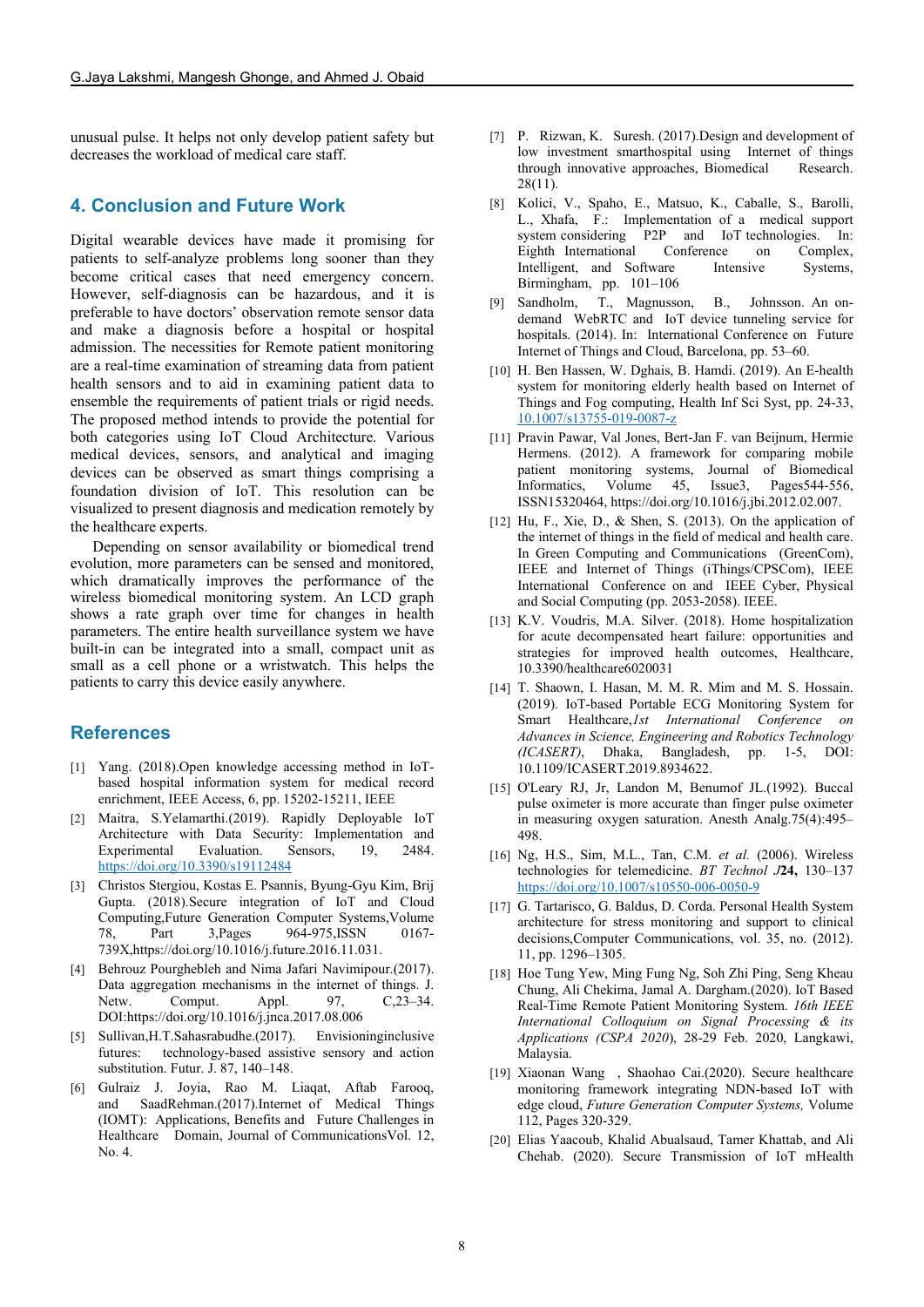unusual pulse. It helps not only develop patient safety but decreases the workload of medical care staff.

## 4. Conclusion and Future Work

Digital wearable devices have made it promising for patients to self-analyze problems long sooner than they become critical cases that need emergency concern. However, self-diagnosis can be hazardous, and it is preferable to have doctors' observation remote sensor data and make a diagnosis before a hospital or hospital admission. The necessities for Remote patient monitoring are a real-time examination of streaming data from patient health sensors and to aid in examining patient data to ensemble the requirements of patient trials or rigid needs. The proposed method intends to provide the potential for both categories using IoT Cloud Architecture. Various medical devices, sensors, and analytical and imaging devices can be observed as smart things comprising a foundation division of IoT. This resolution can be visualized to present diagnosis and medication remotely by the healthcare experts.

Depending on sensor availability or biomedical trend evolution, more parameters can be sensed and monitored, which dramatically improves the performance of the wireless biomedical monitoring system. An LCD graph shows a rate graph over time for changes in health parameters. The entire health surveillance system we have built-in can be integrated into a small, compact unit as small as a cell phone or a wristwatch. This helps the patients to carry this device easily anywhere.

## References

[1] Yang. (2018).Open knowledge accessing method in IoT-based hospital information system for medical record enrichment, IEEE Access, 6, pp. 15202-15211, IEEE

[2] Maitra, S.Yelamarthi.(2019). Rapidly Deployable IoT Architecture with Data Security: Implementation and Experimental Evaluation. Sensors, 19, 2484. https://doi.org/10.3390/s19112484

[3] Christos Stergiou, Kostas E. Psannis, Byung-Gyu Kim, Brij Gupta. (2018).Secure integration of IoT and Cloud Computing,Future Generation Computer Systems,Volume 78, Part 3,Pages 964-975,ISSN 0167-739X,https://doi.org/10.1016/j.future.2016.11.031.

[4] Behrouz Pourghebleh and Nima Jafari Navimipour.(2017). Data aggregation mechanisms in the internet of things. J. Netw. Comput. Appl. 97, C,23–34. DOI:https://doi.org/10.1016/j.jnca.2017.08.006

[5] Sullivan,H.T.Sahasrabudhe.(2017). Envisioninginclusive futures: technology-based assistive sensory and action substitution. Futur. J. 87, 140–148.

[6] Gulraiz J. Joyia, Rao M. Liaqat, Aftab Farooq, and SaadRehman.(2017).Internet of Medical Things (IOMT): Applications, Benefits and Future Challenges in Healthcare Domain, Journal of CommunicationsVol. 12, No. 4.

[7] P. Rizwan, K. Suresh. (2017).Design and development of low investment smarthospital using Internet of things through innovative approaches, Biomedical Research. 28(11).

[8] Kolici, V., Spaho, E., Matsuo, K., Caballe, S., Barolli, L., Xhafa, F.: Implementation of a medical support system considering P2P and IoT technologies. In: Eighth International Conference on Complex, Intelligent, and Software Intensive Systems, Birmingham, pp. 101–106

[9] Sandholm, T., Magnusson, B., Johnsson. An on-demand WebRTC and IoT device tunneling service for hospitals. (2014). In: International Conference on Future Internet of Things and Cloud, Barcelona, pp. 53–60.

[10] H. Ben Hassen, W. Dghais, B. Hamdi. (2019). An E-health system for monitoring elderly health based on Internet of Things and Fog computing, Health Inf Sci Syst, pp. 24-33, 10.1007/s13755-019-0087-z

[11] Pravin Pawar, Val Jones, Bert-Jan F. van Beijnum, Hermie Hermens. (2012). A framework for comparing mobile patient monitoring systems, Journal of Biomedical Informatics, Volume 45, Issue3, Pages544-556, ISSN15320464, https://doi.org/10.1016/j.jbi.2012.02.007.

[12] Hu, F., Xie, D., & Shen, S. (2013). On the application of the internet of things in the field of medical and health care. In Green Computing and Communications (GreenCom), IEEE and Internet of Things (iThings/CPSCom), IEEE International Conference on and IEEE Cyber, Physical and Social Computing (pp. 2053-2058). IEEE.

[13] K.V. Voudris, M.A. Silver. (2018). Home hospitalization for acute decompensated heart failure: opportunities and strategies for improved health outcomes, Healthcare, 10.3390/healthcare6020031

[14] T. Shaown, I. Hasan, M. M. R. Mim and M. S. Hossain. (2019). IoT-based Portable ECG Monitoring System for Smart Healthcare,*1st International Conference on Advances in Science, Engineering and Robotics Technology (ICASERT)*, Dhaka, Bangladesh, pp. 1-5, DOI: 10.1109/ICASERT.2019.8934622.

[15] O'Leary RJ, Jr, Landon M, Benumof JL.(1992). Buccal pulse oximeter is more accurate than finger pulse oximeter in measuring oxygen saturation. Anesth Analg.75(4):495–498.

[16] Ng, H.S., Sim, M.L., Tan, C.M. *et al.* (2006). Wireless technologies for telemedicine. *BT Technol J***24,** 130–137 https://doi.org/10.1007/s10550-006-0050-9

[17] G. Tartarisco, G. Baldus, D. Corda. Personal Health System architecture for stress monitoring and support to clinical decisions,Computer Communications, vol. 35, no. (2012). 11, pp. 1296–1305.

[18] Hoe Tung Yew, Ming Fung Ng, Soh Zhi Ping, Seng Kheau Chung, Ali Chekima, Jamal A. Dargham.(2020). IoT Based Real-Time Remote Patient Monitoring System. *16th IEEE International Colloquium on Signal Processing & its Applications (CSPA 2020)*, 28-29 Feb. 2020, Langkawi, Malaysia.

[19] Xiaonan Wang , Shaohao Cai.(2020). Secure healthcare monitoring framework integrating NDN-based IoT with edge cloud, *Future Generation Computer Systems,* Volume 112, Pages 320-329.

[20] Elias Yaacoub, Khalid Abualsaud, Tamer Khattab, and Ali Chehab. (2020). Secure Transmission of IoT mHealth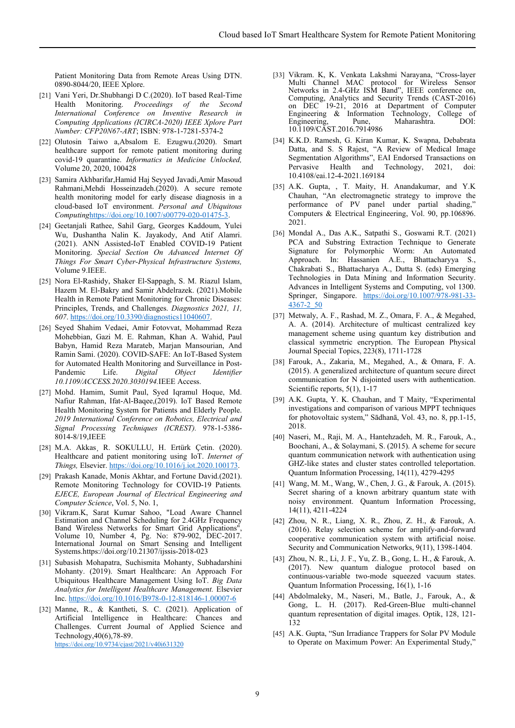Patient Monitoring Data from Remote Areas Using DTN. 0890-8044/20, IEEE Xplore.

[21] Vani Yeri, Dr.Shubhangi D C.(2020). IoT based Real-Time Health Monitoring. *Proceedings of the Second International Conference on Inventive Research in Computing Applications (ICIRCA-2020) IEEE Xplore Part Number: CFP20N67-ART*; ISBN: 978-1-7281-5374-2

[22] Olutosin Taiwo a,Absalom E. Ezugwu.(2020). Smart healthcare support for remote patient monitoring during covid-19 quarantine. *Informatics in Medicine Unlocked,* Volume 20, 2020, 100428

[23] Samira Akhbarifar,Hamid Haj Seyyed Javadi,Amir Masoud Rahmani,Mehdi Hosseinzadeh.(2020). A secure remote health monitoring model for early disease diagnosis in a cloud-based IoT environment. *Personal and Ubiquitous Computing*https://doi.org/10.1007/s00779-020-01475-3.

[24] Geetanjali Rathee, Sahil Garg, Georges Kaddoum, Yulei Wu, Dushantha Nalin K. Jayakody, And Atif Alamri. (2021). ANN Assisted-IoT Enabled COVID-19 Patient Monitoring. *Special Section On Advanced Internet Of Things For Smart Cyber-Physical Infrastructure Systems,* Volume 9.IEEE.

[25] Nora El-Rashidy, Shaker El-Sappagh, S. M. Riazul Islam, Hazem M. El-Bakry and Samir Abdelrazek. (2021).Mobile Health in Remote Patient Monitoring for Chronic Diseases: Principles, Trends, and Challenges. *Diagnostics 2021, 11, 607*. https://doi.org/10.3390/diagnostics11040607.

[26] Seyed Shahim Vedaei, Amir Fotovvat, Mohammad Reza Mohebbian, Gazi M. E. Rahman, Khan A. Wahid, Paul Babyn, Hamid Reza Marateb, Marjan Mansourian, And Ramin Sami. (2020). COVID-SAFE: An IoT-Based System for Automated Health Monitoring and Surveillance in Post-Pandemic Life. *Digital Object Identifier 10.1109/ACCESS.2020.3030194.*IEEE Access.

[27] Mohd. Hamim, Sumit Paul, Syed Iqramul Hoque, Md. Nafiur Rahman, Ifat-Al-Baqee,(2019). IoT Based Remote Health Monitoring System for Patients and Elderly People. *2019 International Conference on Robotics, Electrical and Signal Processing Techniques (ICREST).* 978-1-5386-8014-8/19,IEEE

[28] M.A. Akkas¸ R. SOKULLU, H. Ertürk Çetin. (2020). Healthcare and patient monitoring using IoT. *Internet of Things,* Elsevier. https://doi.org/10.1016/j.iot.2020.100173.

[29] Prakash Kanade, Monis Akhtar, and Fortune David.(2021). Remote Monitoring Technology for COVID-19 Patients*. EJECE, European Journal of Electrical Engineering and Computer Science*, Vol. 5, No. 1,

[30] Vikram.K, Sarat Kumar Sahoo, "Load Aware Channel Estimation and Channel Scheduling for 2.4GHz Frequency Band Wireless Networks for Smart Grid Applications", Volume 10, Number 4, Pg. No: 879-902, DEC-2017. International Journal on Smart Sensing and Intelligent Systems.https://doi.org/10.21307/ijssis-2018-023

[31] Subasish Mohapatra, Suchismita Mohanty, Subhadarshini Mohanty. (2019). Smart Healthcare: An Approach For Ubiquitous Healthcare Management Using IoT. *Big Data Analytics for Intelligent Healthcare Management.* Elsevier Inc. https://doi.org/10.1016/B978-0-12-818146-1.00007-6

[32] Manne, R., & Kantheti, S. C. (2021). Application of Artificial Intelligence in Healthcare: Chances and Challenges. Current Journal of Applied Science and Technology,40(6),78-89. https://doi.org/10.9734/cjast/2021/v40i631320

[33] Vikram. K, K. Venkata Lakshmi Narayana, "Cross-layer Multi Channel MAC protocol for Wireless Sensor Networks in 2.4-GHz ISM Band", IEEE conference on, Computing, Analytics and Security Trends (CAST-2016) on DEC 19-21, 2016 at Department of Computer Engineering & Information Technology, College of Engineering, Pune, Maharashtra. DOI: 10.1109/CAST.2016.7914986

[34] K.K.D. Ramesh, G. Kiran Kumar, K. Swapna, Debabrata Datta, and S. S Rajest, "A Review of Medical Image Segmentation Algorithms", EAI Endorsed Transactions on Pervasive Health and Technology, 2021, doi: 10.4108/eai.12-4-2021.169184

[35] A.K. Gupta, , T. Maity, H. Anandakumar, and Y.K Chauhan, "An electromagnetic strategy to improve the performance of PV panel under partial shading," Computers & Electrical Engineering, Vol. 90, pp.106896. 2021.

[36] Mondal A., Das A.K., Satpathi S., Goswami R.T. (2021) PCA and Substring Extraction Technique to Generate Signature for Polymorphic Worm: An Automated Approach. In: Hassanien A.E., Bhattacharyya S., Chakrabati S., Bhattacharya A., Dutta S. (eds) Emerging Technologies in Data Mining and Information Security. Advances in Intelligent Systems and Computing, vol 1300. Springer, Singapore. https://doi.org/10.1007/978-981-33-4367-2_50

[37] Metwaly, A. F., Rashad, M. Z., Omara, F. A., & Megahed, A. A. (2014). Architecture of multicast centralized key management scheme using quantum key distribution and classical symmetric encryption. The European Physical Journal Special Topics, 223(8), 1711-1728

[38] Farouk, A., Zakaria, M., Megahed, A., & Omara, F. A. (2015). A generalized architecture of quantum secure direct communication for N disjointed users with authentication. Scientific reports, 5(1), 1-17

[39] A.K. Gupta, Y. K. Chauhan, and T Maity, "Experimental investigations and comparison of various MPPT techniques for photovoltaic system," Sādhanā, Vol. 43, no. 8, pp.1-15, 2018.

[40] Naseri, M., Raji, M. A., Hantehzadeh, M. R., Farouk, A., Boochani, A., & Solaymani, S. (2015). A scheme for secure quantum communication network with authentication using GHZ-like states and cluster states controlled teleportation. Quantum Information Processing, 14(11), 4279-4295

[41] Wang, M. M., Wang, W., Chen, J. G., & Farouk, A. (2015). Secret sharing of a known arbitrary quantum state with noisy environment. Quantum Information Processing, 14(11), 4211-4224

[42] Zhou, N. R., Liang, X. R., Zhou, Z. H., & Farouk, A. (2016). Relay selection scheme for amplify-and-forward cooperative communication system with artificial noise. Security and Communication Networks, 9(11), 1398-1404.

[43] Zhou, N. R., Li, J. F., Yu, Z. B., Gong, L. H., & Farouk, A. (2017). New quantum dialogue protocol based on continuous-variable two-mode squeezed vacuum states. Quantum Information Processing, 16(1), 1-16

[44] Abdolmaleky, M., Naseri, M., Batle, J., Farouk, A., & Gong, L. H. (2017). Red-Green-Blue multi-channel quantum representation of digital images. Optik, 128, 121-132

[45] A.K. Gupta, "Sun Irradiance Trappers for Solar PV Module to Operate on Maximum Power: An Experimental Study,"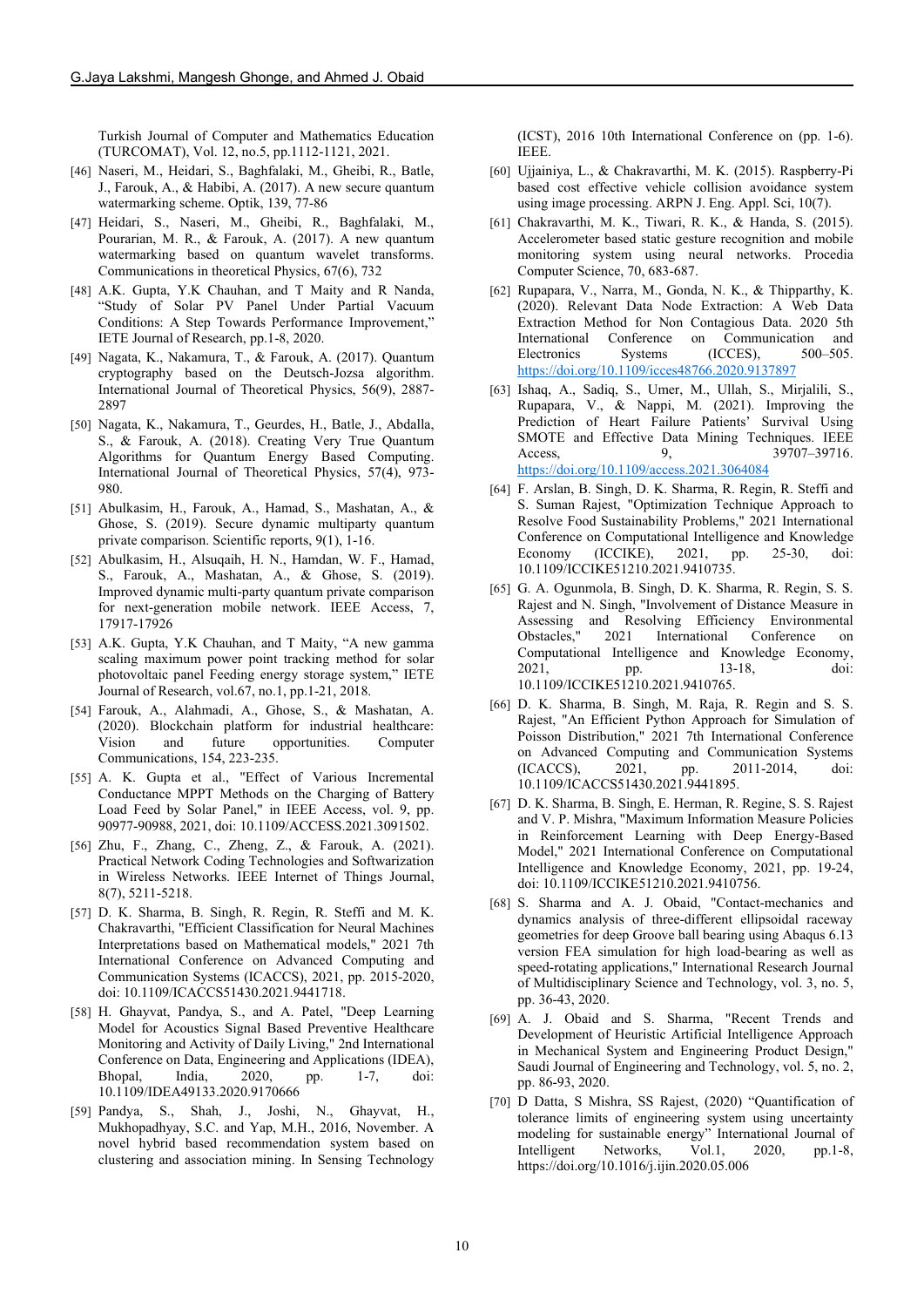Turkish Journal of Computer and Mathematics Education (TURCOMAT), Vol. 12, no.5, pp.1112-1121, 2021.

[46] Naseri, M., Heidari, S., Baghfalaki, M., Gheibi, R., Batle, J., Farouk, A., & Habibi, A. (2017). A new secure quantum watermarking scheme. Optik, 139, 77-86

[47] Heidari, S., Naseri, M., Gheibi, R., Baghfalaki, M., Pourarian, M. R., & Farouk, A. (2017). A new quantum watermarking based on quantum wavelet transforms. Communications in theoretical Physics, 67(6), 732

[48] A.K. Gupta, Y.K Chauhan, and T Maity and R Nanda, "Study of Solar PV Panel Under Partial Vacuum Conditions: A Step Towards Performance Improvement," IETE Journal of Research, pp.1-8, 2020.

[49] Nagata, K., Nakamura, T., & Farouk, A. (2017). Quantum cryptography based on the Deutsch-Jozsa algorithm. International Journal of Theoretical Physics, 56(9), 2887-2897

[50] Nagata, K., Nakamura, T., Geurdes, H., Batle, J., Abdalla, S., & Farouk, A. (2018). Creating Very True Quantum Algorithms for Quantum Energy Based Computing. International Journal of Theoretical Physics, 57(4), 973-980.

[51] Abulkasim, H., Farouk, A., Hamad, S., Mashatan, A., & Ghose, S. (2019). Secure dynamic multiparty quantum private comparison. Scientific reports, 9(1), 1-16.

[52] Abulkasim, H., Alsuqaih, H. N., Hamdan, W. F., Hamad, S., Farouk, A., Mashatan, A., & Ghose, S. (2019). Improved dynamic multi-party quantum private comparison for next-generation mobile network. IEEE Access, 7, 17917-17926

[53] A.K. Gupta, Y.K Chauhan, and T Maity, "A new gamma scaling maximum power point tracking method for solar photovoltaic panel Feeding energy storage system," IETE Journal of Research, vol.67, no.1, pp.1-21, 2018.

[54] Farouk, A., Alahmadi, A., Ghose, S., & Mashatan, A. (2020). Blockchain platform for industrial healthcare: Vision and future opportunities. Computer Communications, 154, 223-235.

[55] A. K. Gupta et al., "Effect of Various Incremental Conductance MPPT Methods on the Charging of Battery Load Feed by Solar Panel," in IEEE Access, vol. 9, pp. 90977-90988, 2021, doi: 10.1109/ACCESS.2021.3091502.

[56] Zhu, F., Zhang, C., Zheng, Z., & Farouk, A. (2021). Practical Network Coding Technologies and Softwarization in Wireless Networks. IEEE Internet of Things Journal, 8(7), 5211-5218.

[57] D. K. Sharma, B. Singh, R. Regin, R. Steffi and M. K. Chakravarthi, "Efficient Classification for Neural Machines Interpretations based on Mathematical models," 2021 7th International Conference on Advanced Computing and Communication Systems (ICACCS), 2021, pp. 2015-2020, doi: 10.1109/ICACCS51430.2021.9441718.

[58] H. Ghayvat, Pandya, S., and A. Patel, "Deep Learning Model for Acoustics Signal Based Preventive Healthcare Monitoring and Activity of Daily Living," 2nd International Conference on Data, Engineering and Applications (IDEA), Bhopal, India, 2020, pp. 1-7, doi: 10.1109/IDEA49133.2020.9170666

[59] Pandya, S., Shah, J., Joshi, N., Ghayvat, H., Mukhopadhyay, S.C. and Yap, M.H., 2016, November. A novel hybrid based recommendation system based on clustering and association mining. In Sensing Technology (ICST), 2016 10th International Conference on (pp. 1-6). IEEE.

[60] Ujjainiya, L., & Chakravarthi, M. K. (2015). Raspberry-Pi based cost effective vehicle collision avoidance system using image processing. ARPN J. Eng. Appl. Sci, 10(7).

[61] Chakravarthi, M. K., Tiwari, R. K., & Handa, S. (2015). Accelerometer based static gesture recognition and mobile monitoring system using neural networks. Procedia Computer Science, 70, 683-687.

[62] Rupapara, V., Narra, M., Gonda, N. K., & Thipparthy, K. (2020). Relevant Data Node Extraction: A Web Data Extraction Method for Non Contagious Data. 2020 5th International Conference on Communication and Electronics Systems (ICCES), 500–505. https://doi.org/10.1109/icces48766.2020.9137897

[63] Ishaq, A., Sadiq, S., Umer, M., Ullah, S., Mirjalili, S., Rupapara, V., & Nappi, M. (2021). Improving the Prediction of Heart Failure Patients' Survival Using SMOTE and Effective Data Mining Techniques. IEEE Access, 9, 39707–39716. https://doi.org/10.1109/access.2021.3064084

[64] F. Arslan, B. Singh, D. K. Sharma, R. Regin, R. Steffi and S. Suman Rajest, "Optimization Technique Approach to Resolve Food Sustainability Problems," 2021 International Conference on Computational Intelligence and Knowledge Economy (ICCIKE), 2021, pp. 25-30, doi: 10.1109/ICCIKE51210.2021.9410735.

[65] G. A. Ogunmola, B. Singh, D. K. Sharma, R. Regin, S. S. Rajest and N. Singh, "Involvement of Distance Measure in Assessing and Resolving Efficiency Environmental Obstacles," 2021 International Conference on Computational Intelligence and Knowledge Economy, 2021, pp. 13-18, doi: 10.1109/ICCIKE51210.2021.9410765.

[66] D. K. Sharma, B. Singh, M. Raja, R. Regin and S. S. Rajest, "An Efficient Python Approach for Simulation of Poisson Distribution," 2021 7th International Conference on Advanced Computing and Communication Systems (ICACCS), 2021, pp. 2011-2014, doi: 10.1109/ICACCS51430.2021.9441895.

[67] D. K. Sharma, B. Singh, E. Herman, R. Regine, S. S. Rajest and V. P. Mishra, "Maximum Information Measure Policies in Reinforcement Learning with Deep Energy-Based Model," 2021 International Conference on Computational Intelligence and Knowledge Economy, 2021, pp. 19-24, doi: 10.1109/ICCIKE51210.2021.9410756.

[68] S. Sharma and A. J. Obaid, "Contact-mechanics and dynamics analysis of three-different ellipsoidal raceway geometries for deep Groove ball bearing using Abaqus 6.13 version FEA simulation for high load-bearing as well as speed-rotating applications," International Research Journal of Multidisciplinary Science and Technology, vol. 3, no. 5, pp. 36-43, 2020.

[69] A. J. Obaid and S. Sharma, "Recent Trends and Development of Heuristic Artificial Intelligence Approach in Mechanical System and Engineering Product Design," Saudi Journal of Engineering and Technology, vol. 5, no. 2, pp. 86-93, 2020.

[70] D Datta, S Mishra, SS Rajest, (2020) "Quantification of tolerance limits of engineering system using uncertainty modeling for sustainable energy" International Journal of Intelligent Networks, Vol.1, 2020, pp.1-8, https://doi.org/10.1016/j.ijin.2020.05.006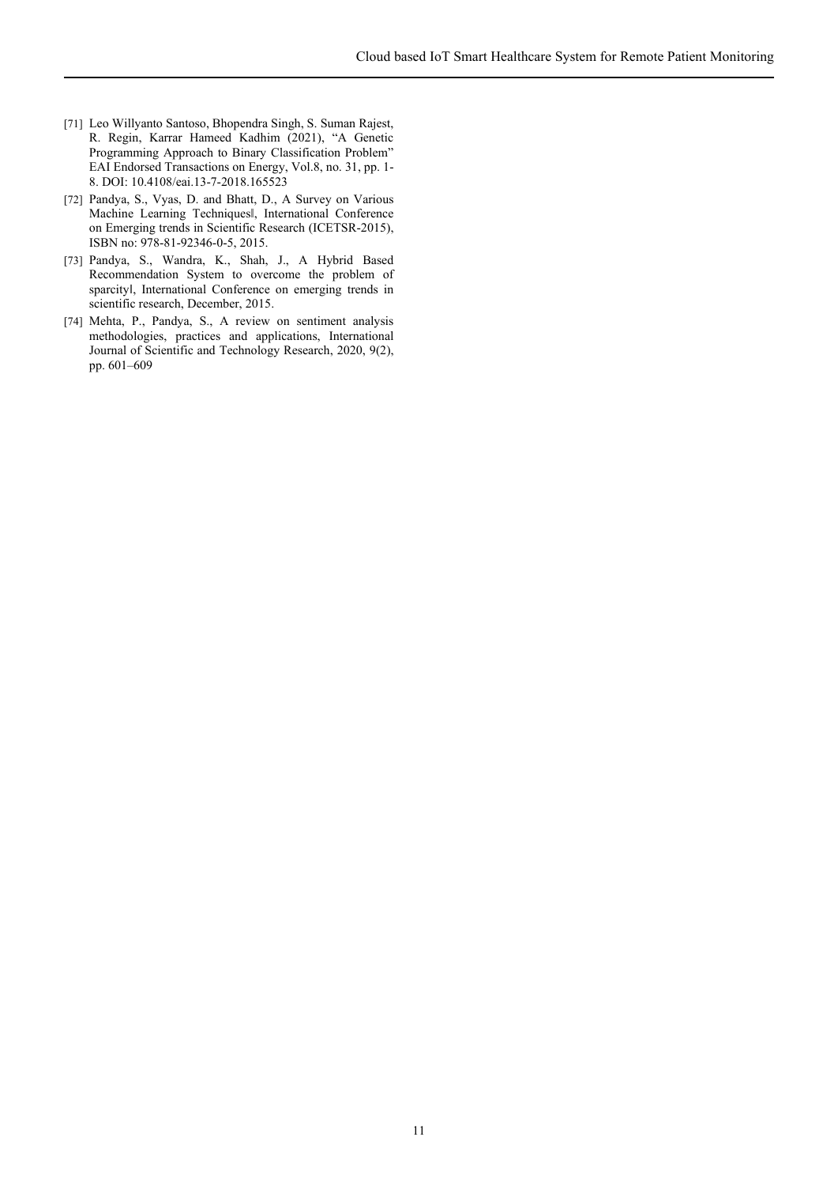[71] Leo Willyanto Santoso, Bhopendra Singh, S. Suman Rajest, R. Regin, Karrar Hameed Kadhim (2021), "A Genetic Programming Approach to Binary Classification Problem" EAI Endorsed Transactions on Energy, Vol.8, no. 31, pp. 1-8. DOI: 10.4108/eai.13-7-2018.165523

[72] Pandya, S., Vyas, D. and Bhatt, D., A Survey on Various Machine Learning Techniques‖, International Conference on Emerging trends in Scientific Research (ICETSR-2015), ISBN no: 978-81-92346-0-5, 2015.

[73] Pandya, S., Wandra, K., Shah, J., A Hybrid Based Recommendation System to overcome the problem of sparcity‖, International Conference on emerging trends in scientific research, December, 2015.

[74] Mehta, P., Pandya, S., A review on sentiment analysis methodologies, practices and applications, International Journal of Scientific and Technology Research, 2020, 9(2), pp. 601–609